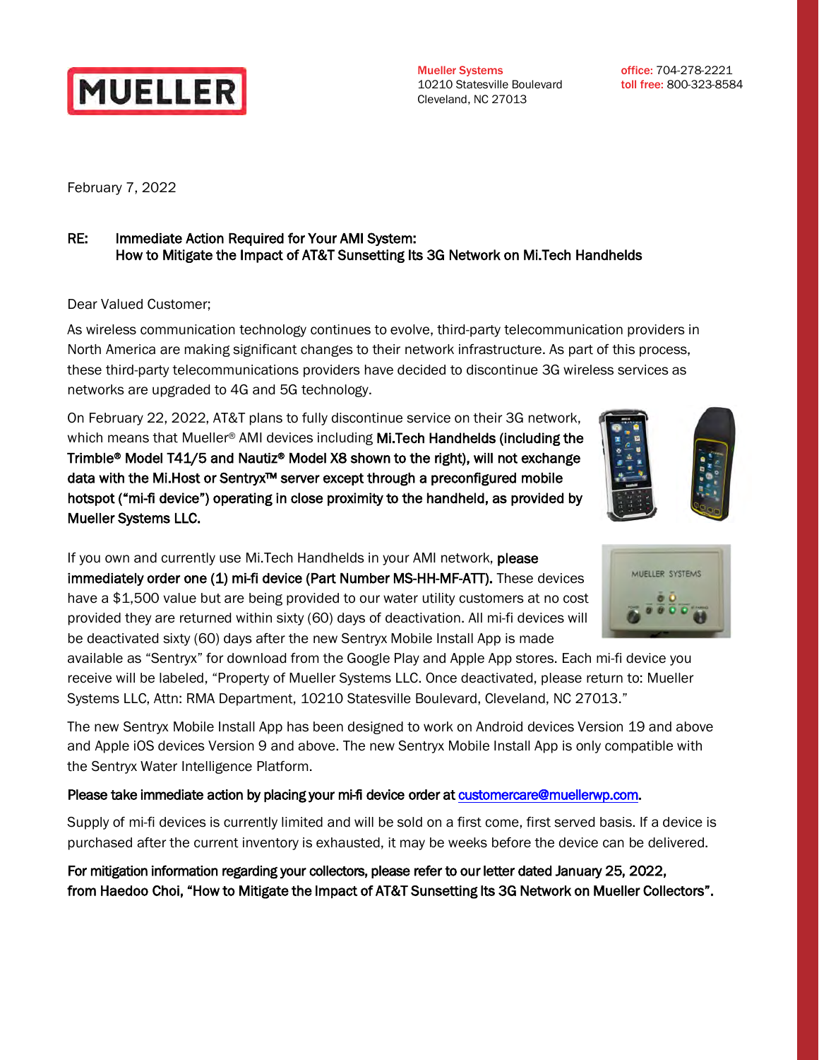**MUELLER**

Mueller Systems
10210 Statesville Boulevard
Cleveland, NC 27013

office: 704-278-2221
toll free: 800-323-8584

February 7, 2022

**RE: Immediate Action Required for Your AMI System:**
**How to Mitigate the Impact of AT&T Sunsetting Its 3G Network on Mi.Tech Handhelds**

Dear Valued Customer;

As wireless communication technology continues to evolve, third-party telecommunication providers in North America are making significant changes to their network infrastructure. As part of this process, these third-party telecommunications providers have decided to discontinue 3G wireless services as networks are upgraded to 4G and 5G technology.

On February 22, 2022, AT&T plans to fully discontinue service on their 3G network, which means that Mueller® AMI devices including **Mi.Tech Handhelds (including the Trimble® Model T41/5 and Nautiz® Model X8 shown to the right), will not exchange data with the Mi.Host or Sentryx™ server except through a preconfigured mobile hotspot ("mi-fi device") operating in close proximity to the handheld, as provided by Mueller Systems LLC.**

If you own and currently use Mi.Tech Handhelds in your AMI network, **please immediately order one (1) mi-fi device (Part Number MS-HH-MF-ATT).** These devices have a $1,500 value but are being provided to our water utility customers at no cost provided they are returned within sixty (60) days of deactivation. All mi-fi devices will be deactivated sixty (60) days after the new Sentryx Mobile Install App is made available as "Sentryx" for download from the Google Play and Apple App stores. Each mi-fi device you receive will be labeled, "Property of Mueller Systems LLC. Once deactivated, please return to: Mueller Systems LLC, Attn: RMA Department, 10210 Statesville Boulevard, Cleveland, NC 27013."

The new Sentryx Mobile Install App has been designed to work on Android devices Version 19 and above and Apple iOS devices Version 9 and above. The new Sentryx Mobile Install App is only compatible with the Sentryx Water Intelligence Platform.

**Please take immediate action by placing your mi-fi device order at customercare@muellerwp.com.**

Supply of mi-fi devices is currently limited and will be sold on a first come, first served basis. If a device is purchased after the current inventory is exhausted, it may be weeks before the device can be delivered.

**For mitigation information regarding your collectors, please refer to our letter dated January 25, 2022, from Haedoo Choi, "How to Mitigate the Impact of AT&T Sunsetting Its 3G Network on Mueller Collectors".**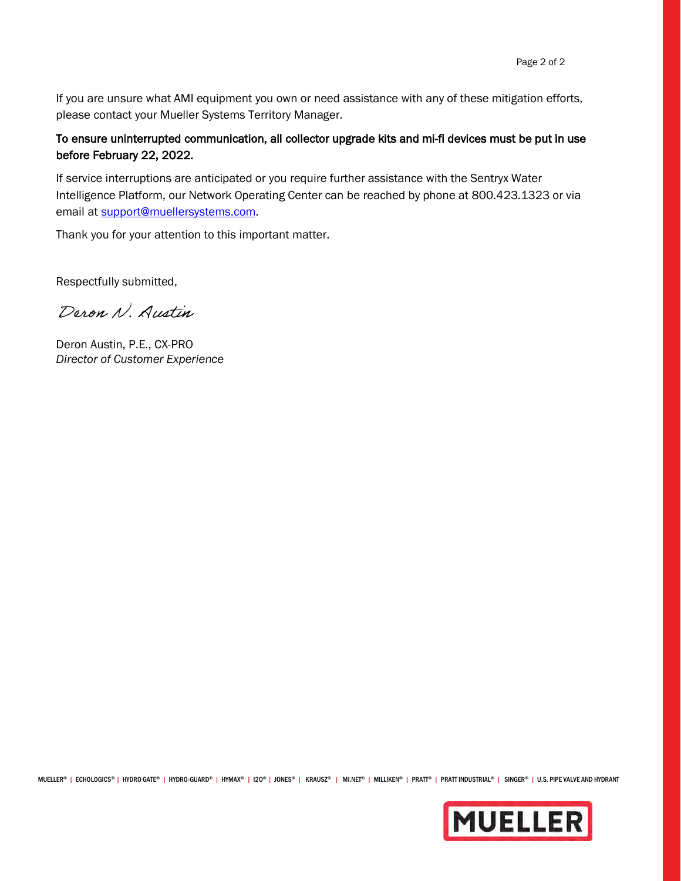If you are unsure what AMI equipment you own or need assistance with any of these mitigation efforts, please contact your Mueller Systems Territory Manager.

**To ensure uninterrupted communication, all collector upgrade kits and mi-fi devices must be put in use before February 22, 2022.**

If service interruptions are anticipated or you require further assistance with the Sentryx Water Intelligence Platform, our Network Operating Center can be reached by phone at 800.423.1323 or via email at support@muellersystems.com.

Thank you for your attention to this important matter.

Respectfully submitted,

Deron N. Austin

Deron Austin, P.E., CX-PRO
*Director of Customer Experience*

MUELLER® | ECHOLOGICS® | HYDRO GATE® | HYDRO-GUARD® | HYMAX® | I2O® | JONES® | KRAUSZ® | MI.NET® | MILLIKEN® | PRATT® | PRATT INDUSTRIAL® | SINGER® | U.S. PIPE VALVE AND HYDRANT

MUELLER